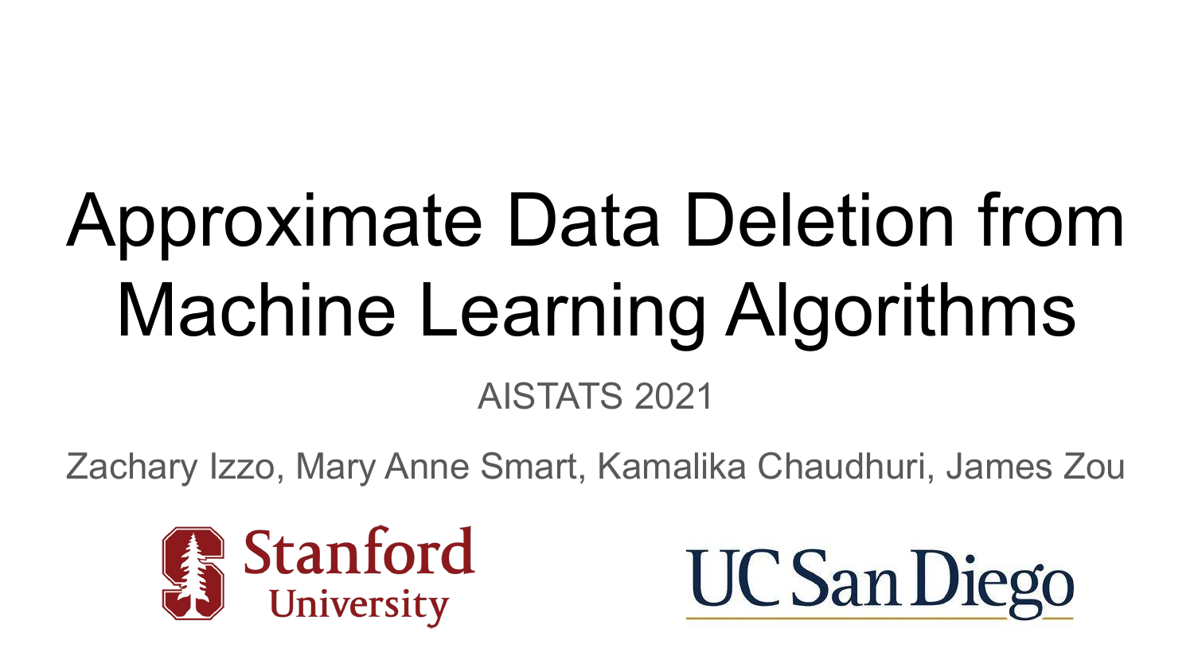# Approximate Data Deletion from Machine Learning Algorithms

AISTATS 2021

Zachary Izzo, Mary Anne Smart, Kamalika Chaudhuri, James Zou

Stanford University

UC San Diego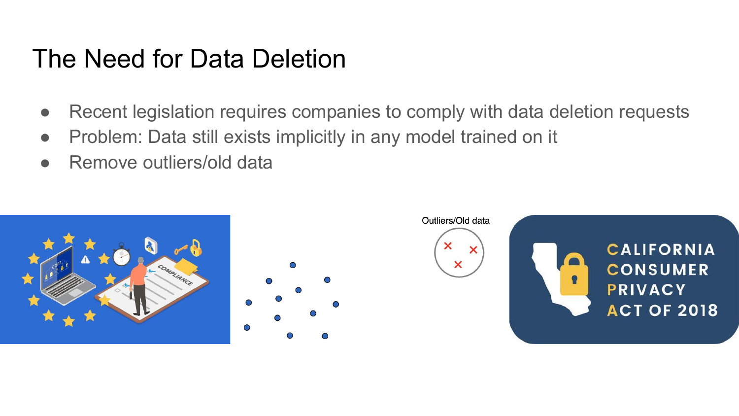# The Need for Data Deletion

- Recent legislation requires companies to comply with data deletion requests
- Problem: Data still exists implicitly in any model trained on it
- Remove outliers/old data

Outliers/Old data

CALIFORNIA CONSUMER PRIVACY ACT OF 2018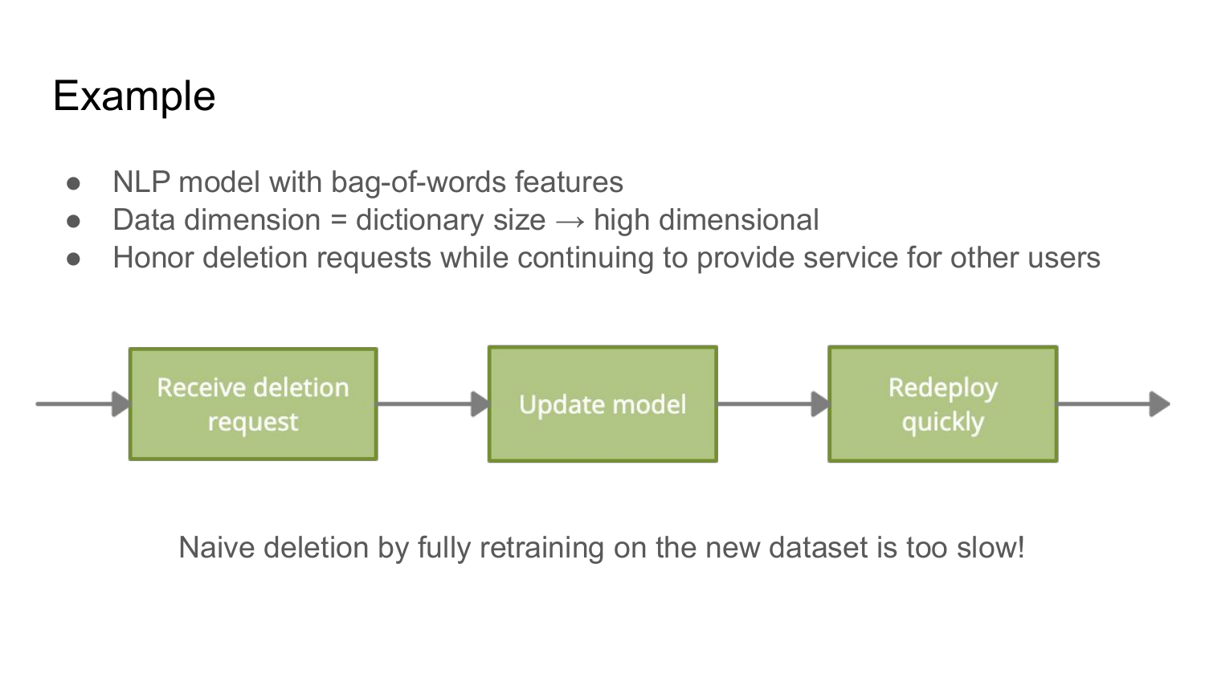# Example

- NLP model with bag-of-words features
- Data dimension = dictionary size → high dimensional
- Honor deletion requests while continuing to provide service for other users

Receive deletion request → Update model → Redeploy quickly

Naive deletion by fully retraining on the new dataset is too slow!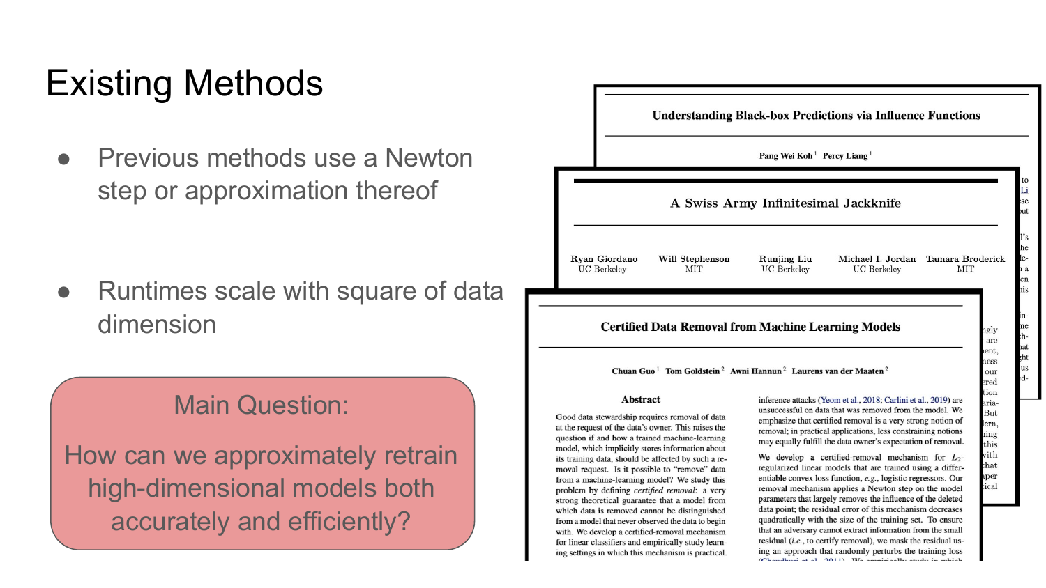# Existing Methods

- Previous methods use a Newton step or approximation thereof
- Runtimes scale with square of data dimension

**Main Question:**

How can we approximately retrain high-dimensional models both accurately and efficiently?

---

**Understanding Black-box Predictions via Influence Functions**

Pang Wei Koh[1] Percy Liang[1]

---

**A Swiss Army Infinitesimal Jackknife**

Ryan Giordano (UC Berkeley), Will Stephenson (MIT), Runjing Liu (UC Berkeley), Michael I. Jordan (UC Berkeley), Tamara Broderick (MIT)

---

**Certified Data Removal from Machine Learning Models**

Chuan Guo[1] Tom Goldstein[2] Awni Hannun[2] Laurens van der Maaten[2]

**Abstract**

Good data stewardship requires removal of data at the request of the data's owner. This raises the question if and how a trained machine-learning model, which implicitly stores information about its training data, should be affected by such a removal request. Is it possible to "remove" data from a machine-learning model? We study this problem by defining *certified removal*: a very strong theoretical guarantee that a model from which data is removed cannot be distinguished from a model that never observed the data to begin with. We develop a certified-removal mechanism for linear classifiers and empirically study learning settings in which this mechanism is practical.

inference attacks (Yeom et al., 2018; Carlini et al., 2019) are unsuccessful on data that was removed from the model. We emphasize that certified removal is a very strong notion of removal; in practical applications, less constraining notions may equally fulfill the data owner's expectation of removal.

We develop a certified-removal mechanism for $L_2$-regularized linear models that are trained using a differentiable convex loss function, *e.g.*, logistic regressors. Our removal mechanism applies a Newton step on the model parameters that largely removes the influence of the deleted data point; the residual error of this mechanism decreases quadratically with the size of the training set. To ensure that an adversary cannot extract information from the small residual (*i.e.*, to certify removal), we mask the residual using an approach that randomly perturbs the training loss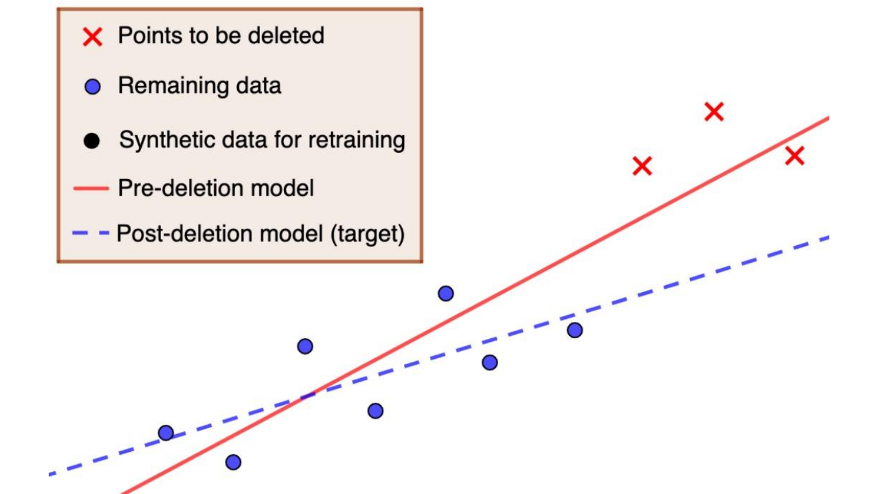- Points to be deleted
- Remaining data
- Synthetic data for retraining
- Pre-deletion model
- Post-deletion model (target)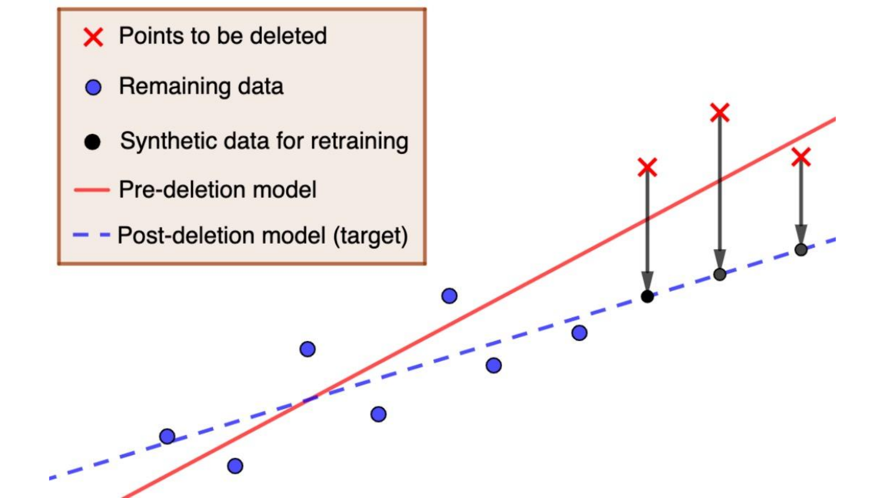Points to be deleted

Remaining data

Synthetic data for retraining

Pre-deletion model

Post-deletion model (target)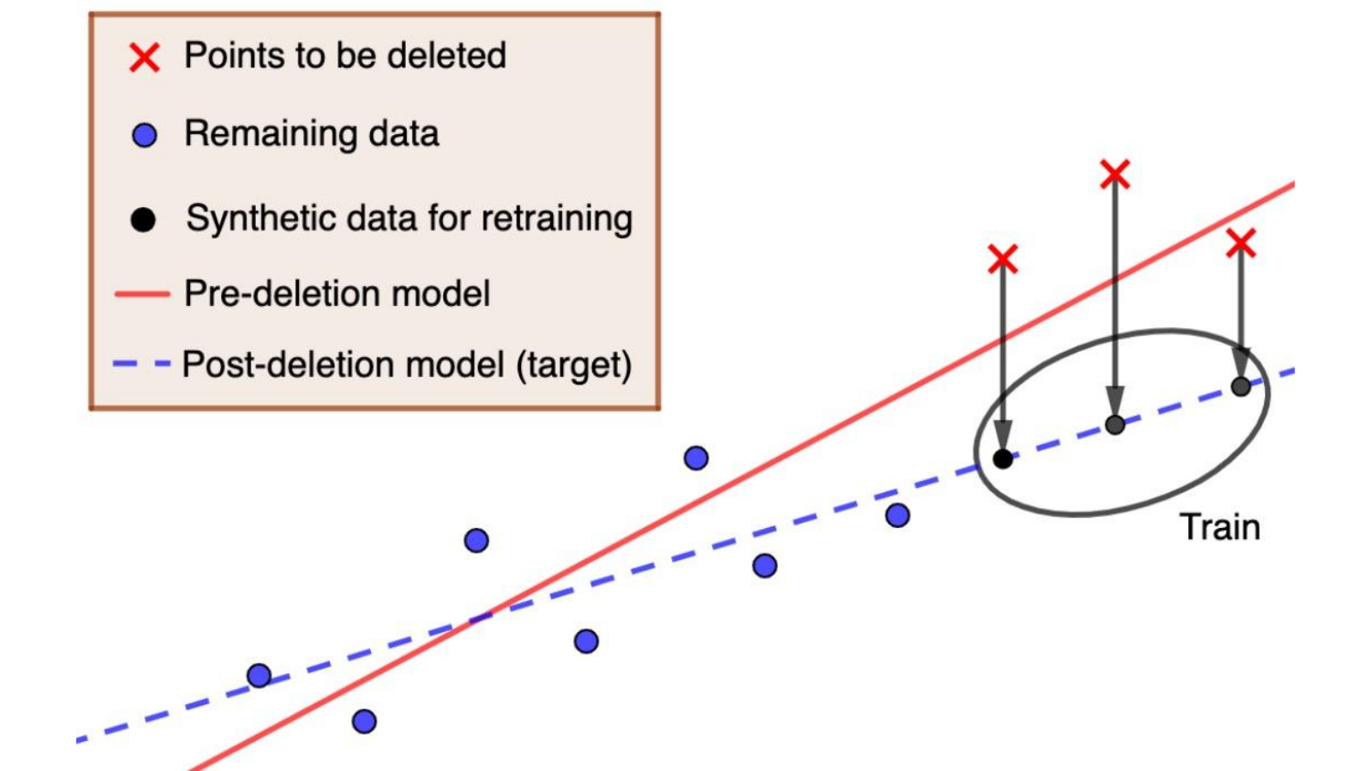- ✕ Points to be deleted
- ● Remaining data
- ● Synthetic data for retraining
- — Pre-deletion model
- - - Post-deletion model (target)

Train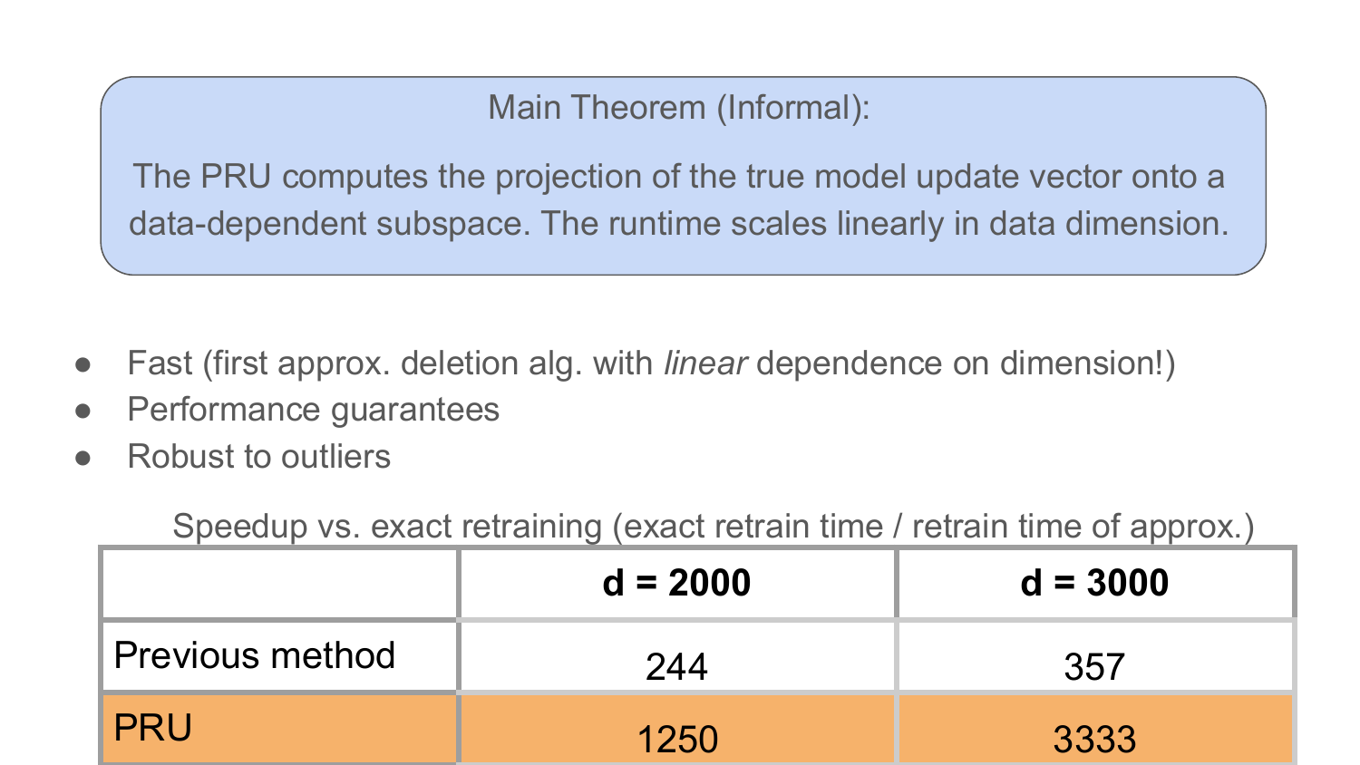**Main Theorem (Informal):**

The PRU computes the projection of the true model update vector onto a data-dependent subspace. The runtime scales linearly in data dimension.

- Fast (first approx. deletion alg. with *linear* dependence on dimension!)
- Performance guarantees
- Robust to outliers

Speedup vs. exact retraining (exact retrain time / retrain time of approx.)

| | **d = 2000** | **d = 3000** |
|---|---|---|
| Previous method | 244 | 357 |
| PRU | 1250 | 3333 |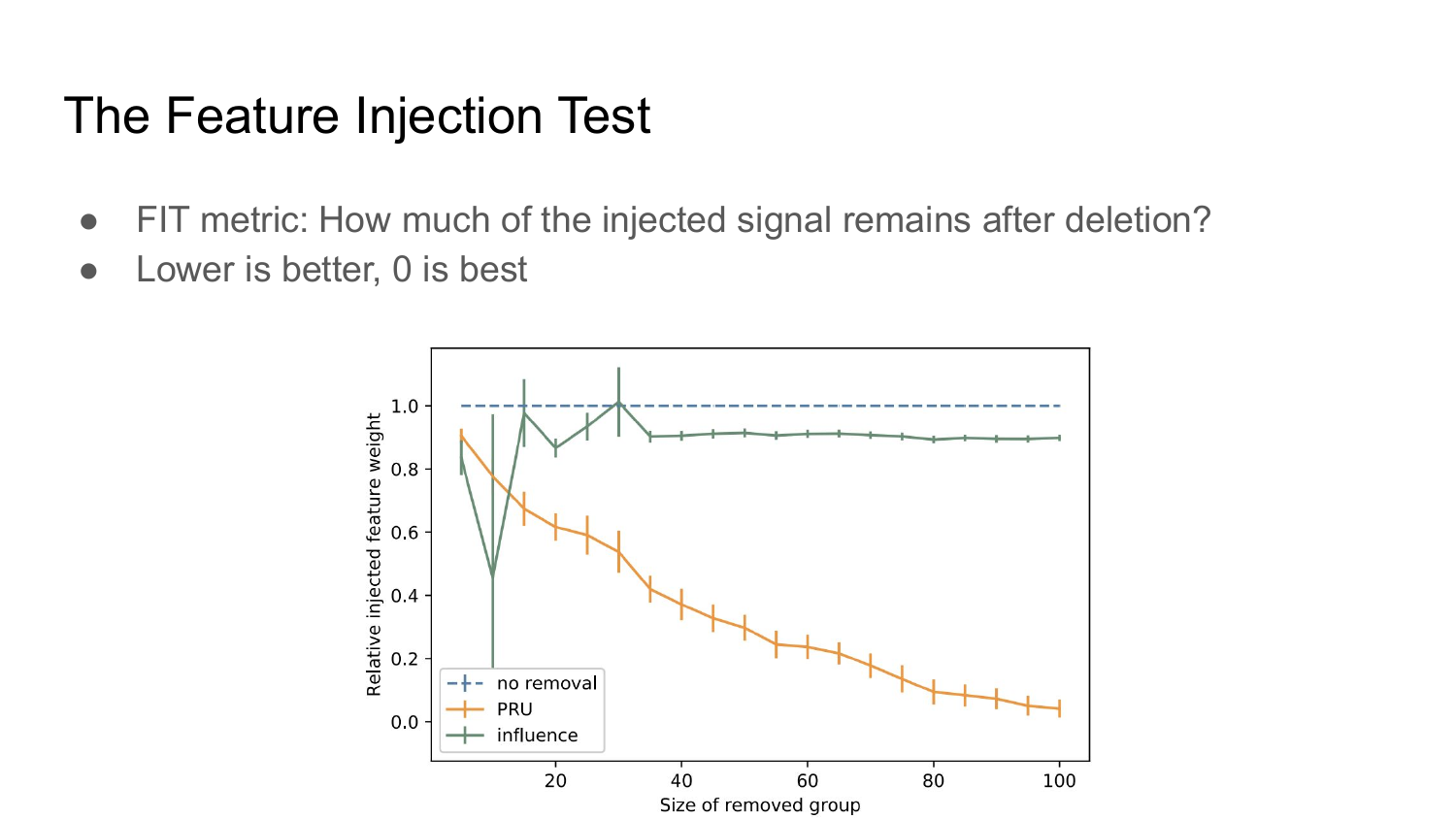# The Feature Injection Test

- FIT metric: How much of the injected signal remains after deletion?
- Lower is better, 0 is best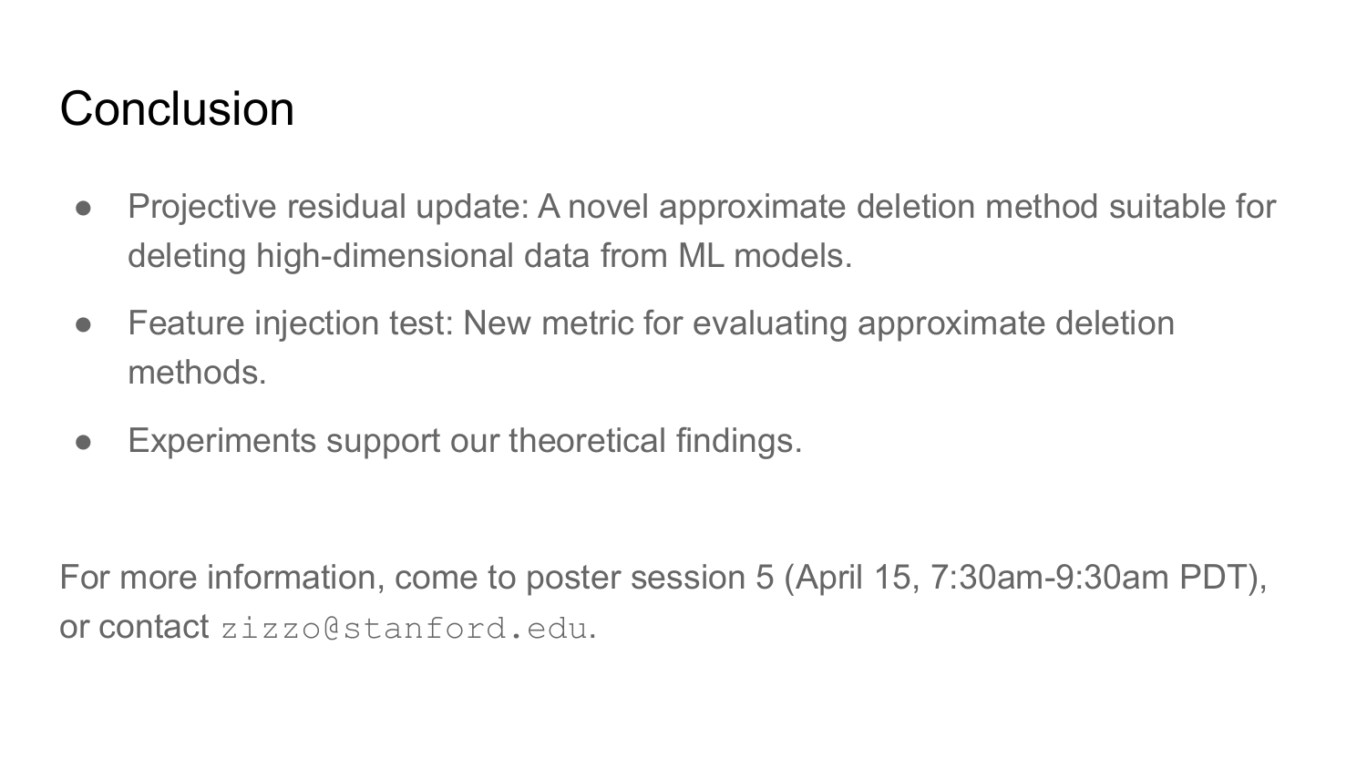# Conclusion

- Projective residual update: A novel approximate deletion method suitable for deleting high-dimensional data from ML models.
- Feature injection test: New metric for evaluating approximate deletion methods.
- Experiments support our theoretical findings.

For more information, come to poster session 5 (April 15, 7:30am-9:30am PDT), or contact `zizzo@stanford.edu`.